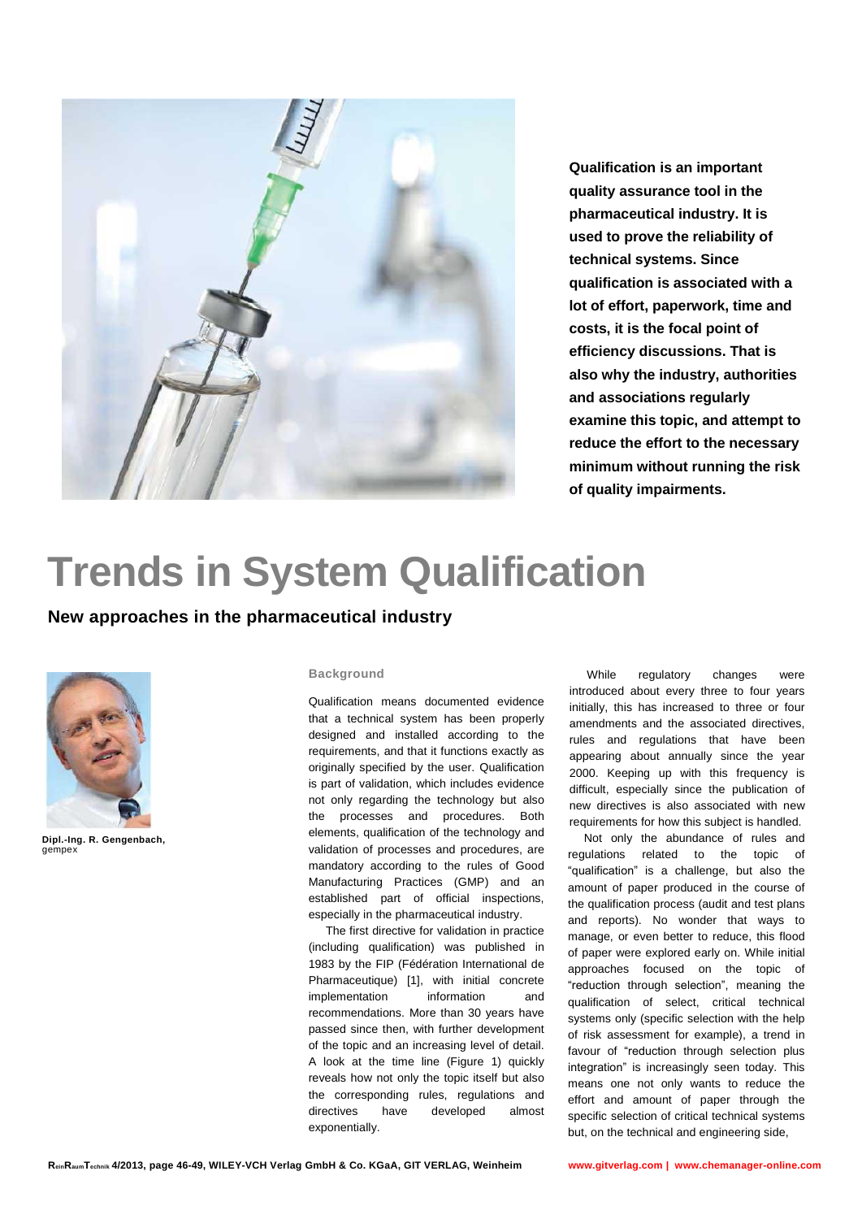**Qualification is an important quality assurance tool in the pharmaceutical industry. It is used to prove the reliability of technical systems. Since qualification is associated with a lot of effort, paperwork, time and costs, it is the focal point of efficiency discussions. That is also why the industry, authorities and associations regularly examine this topic, and attempt to reduce the effort to the necessary minimum without running the risk of quality impairments.**

# Trends in System Qualification

## New approaches in the pharmaceutical industry

**Dipl.-Ing. R. Gengenbach,** gempex

### Background

Qualification means documented evidence that a technical system has been properly designed and installed according to the requirements, and that it functions exactly as originally specified by the user. Qualification is part of validation, which includes evidence not only regarding the technology but also the processes and procedures. Both elements, qualification of the technology and validation of processes and procedures, are mandatory according to the rules of Good Manufacturing Practices (GMP) and an established part of official inspections, especially in the pharmaceutical industry.

The first directive for validation in practice (including qualification) was published in 1983 by the FIP (Fédération International de Pharmaceutique) [1], with initial concrete implementation information and recommendations. More than 30 years have passed since then, with further development of the topic and an increasing level of detail. A look at the time line (Figure 1) quickly reveals how not only the topic itself but also the corresponding rules, regulations and directives have developed almost exponentially.

While regulatory changes were introduced about every three to four years initially, this has increased to three or four amendments and the associated directives, rules and regulations that have been appearing about annually since the year 2000. Keeping up with this frequency is difficult, especially since the publication of new directives is also associated with new requirements for how this subject is handled.

Not only the abundance of rules and regulations related to the topic of "qualification" is a challenge, but also the amount of paper produced in the course of the qualification process (audit and test plans and reports). No wonder that ways to manage, or even better to reduce, this flood of paper were explored early on. While initial approaches focused on the topic of "reduction through selection", meaning the qualification of select, critical technical systems only (specific selection with the help of risk assessment for example), a trend in favour of "reduction through selection plus integration" is increasingly seen today. This means one not only wants to reduce the effort and amount of paper through the specific selection of critical technical systems but, on the technical and engineering side,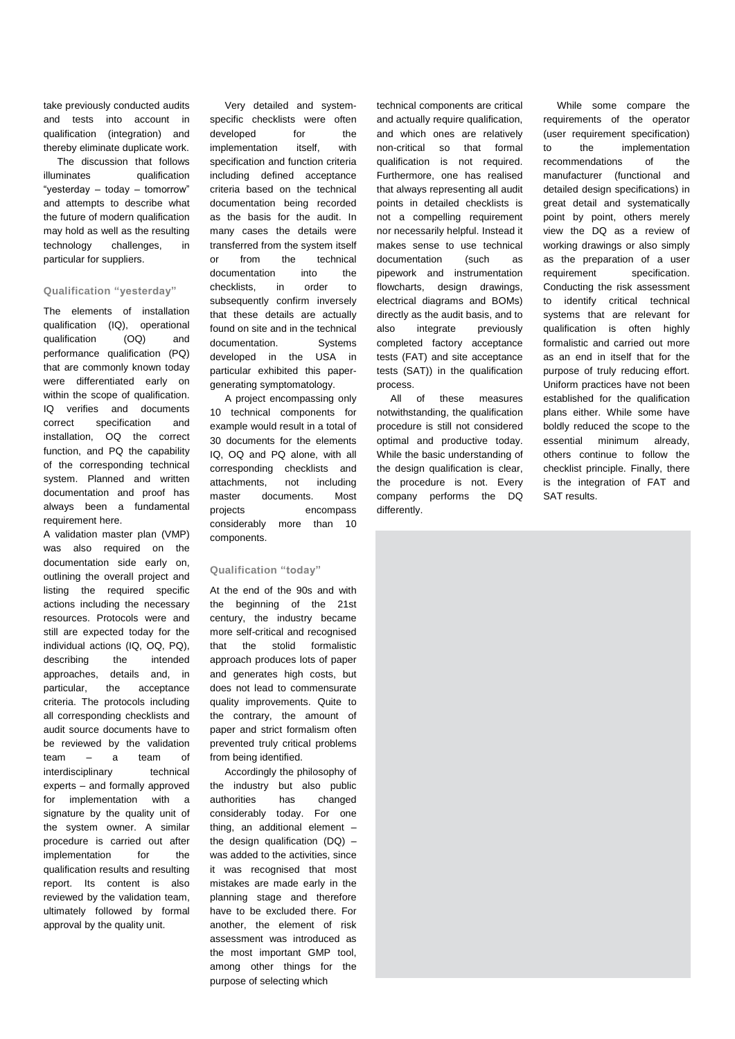take previously conducted audits and tests into account in qualification (integration) and thereby eliminate duplicate work.

The discussion that follows illuminates qualification "yesterday – today – tomorrow" and attempts to describe what the future of modern qualification may hold as well as the resulting technology challenges, in particular for suppliers.

## Qualification "yesterday"

The elements of installation qualification (IQ), operational qualification (OQ) and performance qualification (PQ) that are commonly known today were differentiated early on within the scope of qualification. IQ verifies and documents correct specification and installation, OQ the correct function, and PQ the capability of the corresponding technical system. Planned and written documentation and proof has always been a fundamental requirement here.

A validation master plan (VMP) was also required on the documentation side early on, outlining the overall project and listing the required specific actions including the necessary resources. Protocols were and still are expected today for the individual actions (IQ, OQ, PQ), describing the intended approaches, details and, in particular, the acceptance criteria. The protocols including all corresponding checklists and audit source documents have to be reviewed by the validation team – a team of interdisciplinary technical experts – and formally approved for implementation with a signature by the quality unit of the system owner. A similar procedure is carried out after implementation for the qualification results and resulting report. Its content is also reviewed by the validation team, ultimately followed by formal approval by the quality unit.

Very detailed and system-specific checklists were often developed for the implementation itself, with specification and function criteria including defined acceptance criteria based on the technical documentation being recorded as the basis for the audit. In many cases the details were transferred from the system itself or from the technical documentation into the checklists, in order to subsequently confirm inversely that these details are actually found on site and in the technical documentation. Systems developed in the USA in particular exhibited this paper-generating symptomatology.

A project encompassing only 10 technical components for example would result in a total of 30 documents for the elements IQ, OQ and PQ alone, with all corresponding checklists and attachments, not including master documents. Most projects encompass considerably more than 10 components.

## Qualification "today"

At the end of the 90s and with the beginning of the 21st century, the industry became more self-critical and recognised that the stolid formalistic approach produces lots of paper and generates high costs, but does not lead to commensurate quality improvements. Quite to the contrary, the amount of paper and strict formalism often prevented truly critical problems from being identified.

Accordingly the philosophy of the industry but also public authorities has changed considerably today. For one thing, an additional element – the design qualification (DQ) – was added to the activities, since it was recognised that most mistakes are made early in the planning stage and therefore have to be excluded there. For another, the element of risk assessment was introduced as the most important GMP tool, among other things for the purpose of selecting which technical components are critical and actually require qualification, and which ones are relatively non-critical so that formal qualification is not required. Furthermore, one has realised that always representing all audit points in detailed checklists is not a compelling requirement nor necessarily helpful. Instead it makes sense to use technical documentation (such as pipework and instrumentation flowcharts, design drawings, electrical diagrams and BOMs) directly as the audit basis, and to also integrate previously completed factory acceptance tests (FAT) and site acceptance tests (SAT)) in the qualification process.

All of these measures notwithstanding, the qualification procedure is still not considered optimal and productive today. While the basic understanding of the design qualification is clear, the procedure is not. Every company performs the DQ differently.

While some compare the requirements of the operator (user requirement specification) to the implementation recommendations of the manufacturer (functional and detailed design specifications) in great detail and systematically point by point, others merely view the DQ as a review of working drawings or also simply as the preparation of a user requirement specification. Conducting the risk assessment to identify critical technical systems that are relevant for qualification is often highly formalistic and carried out more as an end in itself that for the purpose of truly reducing effort. Uniform practices have not been established for the qualification plans either. While some have boldly reduced the scope to the essential minimum already, others continue to follow the checklist principle. Finally, there is the integration of FAT and SAT results.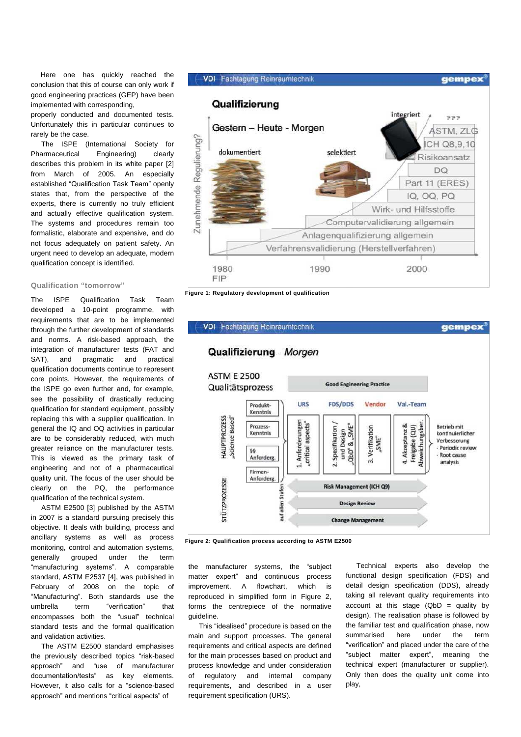Here one has quickly reached the conclusion that this of course can only work if good engineering practices (GEP) have been implemented with corresponding, properly conducted and documented tests. Unfortunately this in particular continues to rarely be the case.

The ISPE (International Society for Pharmaceutical Engineering) clearly describes this problem in its white paper [2] from March of 2005. An especially established "Qualification Task Team" openly states that, from the perspective of the experts, there is currently no truly efficient and actually effective qualification system. The systems and procedures remain too formalistic, elaborate and expensive, and do not focus adequately on patient safety. An urgent need to develop an adequate, modern qualification concept is identified.

### Qualification "tomorrow"

The ISPE Qualification Task Team developed a 10-point programme, with requirements that are to be implemented through the further development of standards and norms. A risk-based approach, the integration of manufacturer tests (FAT and SAT), and pragmatic and practical qualification documents continue to represent core points. However, the requirements of the ISPE go even further and, for example, see the possibility of drastically reducing qualification for standard equipment, possibly replacing this with a supplier qualification. In particular the IQ and OQ activities in particular are to be considerably reduced, with much greater reliance on the manufacturer tests. This is viewed as the primary task of engineering and not of a pharmaceutical quality unit. The focus of the user should be clearly on the PQ, the performance qualification of the technical system.

ASTM E2500 [3] published by the ASTM in 2007 is a standard pursuing precisely this objective. It deals with building, process and ancillary systems as well as process monitoring, control and automation systems, generally grouped under the term "manufacturing systems". A comparable standard, ASTM E2537 [4], was published in February of 2008 on the topic of "Manufacturing". Both standards use the umbrella term "verification" that encompasses both the "usual" technical standard tests and the formal qualification and validation activities.

The ASTM E2500 standard emphasises the previously described topics "risk-based approach" and "use of manufacturer documentation/tests" as key elements. However, it also calls for a "science-based approach" and mentions "critical aspects" of

**Figure 1: Regulatory development of qualification**

**Figure 2: Qualification process according to ASTM E2500**

the manufacturer systems, the "subject matter expert" and continuous process improvement. A flowchart, which is reproduced in simplified form in Figure 2, forms the centrepiece of the normative guideline.

This "idealised" procedure is based on the main and support processes. The general requirements and critical aspects are defined for the main processes based on product and process knowledge and under consideration of regulatory and internal company requirements, and described in a user requirement specification (URS).

Technical experts also develop the functional design specification (FDS) and detail design specification (DDS), already taking all relevant quality requirements into account at this stage (QbD = quality by design). The realisation phase is followed by the familiar test and qualification phase, now summarised here under the term "verification" and placed under the care of the "subject matter expert", meaning the technical expert (manufacturer or supplier). Only then does the quality unit come into play,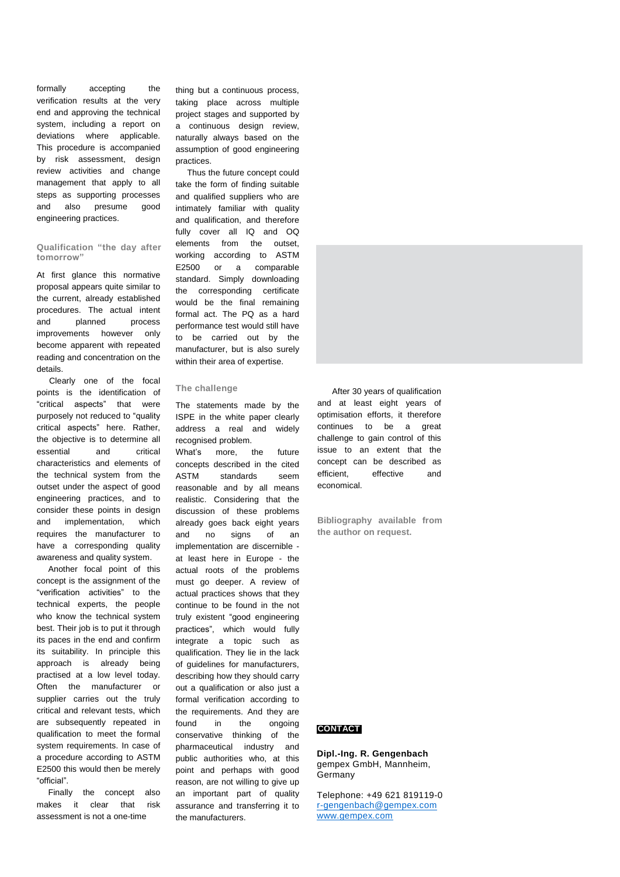formally accepting the verification results at the very end and approving the technical system, including a report on deviations where applicable. This procedure is accompanied by risk assessment, design review activities and change management that apply to all steps as supporting processes and also presume good engineering practices.

### Qualification "the day after tomorrow"

At first glance this normative proposal appears quite similar to the current, already established procedures. The actual intent and planned process improvements however only become apparent with repeated reading and concentration on the details.

Clearly one of the focal points is the identification of "critical aspects" that were purposely not reduced to "quality critical aspects" here. Rather, the objective is to determine all essential and critical characteristics and elements of the technical system from the outset under the aspect of good engineering practices, and to consider these points in design and implementation, which requires the manufacturer to have a corresponding quality awareness and quality system.

Another focal point of this concept is the assignment of the "verification activities" to the technical experts, the people who know the technical system best. Their job is to put it through its paces in the end and confirm its suitability. In principle this approach is already being practised at a low level today. Often the manufacturer or supplier carries out the truly critical and relevant tests, which are subsequently repeated in qualification to meet the formal system requirements. In case of a procedure according to ASTM E2500 this would then be merely "official".

Finally the concept also makes it clear that risk assessment is not a one-time thing but a continuous process, taking place across multiple project stages and supported by a continuous design review, naturally always based on the assumption of good engineering practices.

Thus the future concept could take the form of finding suitable and qualified suppliers who are intimately familiar with quality and qualification, and therefore fully cover all IQ and OQ elements from the outset, working according to ASTM E2500 or a comparable standard. Simply downloading the corresponding certificate would be the final remaining formal act. The PQ as a hard performance test would still have to be carried out by the manufacturer, but is also surely within their area of expertise.

### The challenge

The statements made by the ISPE in the white paper clearly address a real and widely recognised problem.

What's more, the future concepts described in the cited ASTM standards seem reasonable and by all means realistic. Considering that the discussion of these problems already goes back eight years and no signs of an implementation are discernible - at least here in Europe - the actual roots of the problems must go deeper. A review of actual practices shows that they continue to be found in the not truly existent "good engineering practices", which would fully integrate a topic such as qualification. They lie in the lack of guidelines for manufacturers, describing how they should carry out a qualification or also just a formal verification according to the requirements. And they are found in the ongoing conservative thinking of the pharmaceutical industry and public authorities who, at this point and perhaps with good reason, are not willing to give up an important part of quality assurance and transferring it to the manufacturers.

After 30 years of qualification and at least eight years of optimisation efforts, it therefore continues to be a great challenge to gain control of this issue to an extent that the concept can be described as efficient, effective and economical.

**Bibliography available from the author on request.**

**CONTACT**

**Dipl.-Ing. R. Gengenbach**
gempex GmbH, Mannheim, Germany

Telephone: +49 621 819119-0
r-gengenbach@gempex.com
www.gempex.com